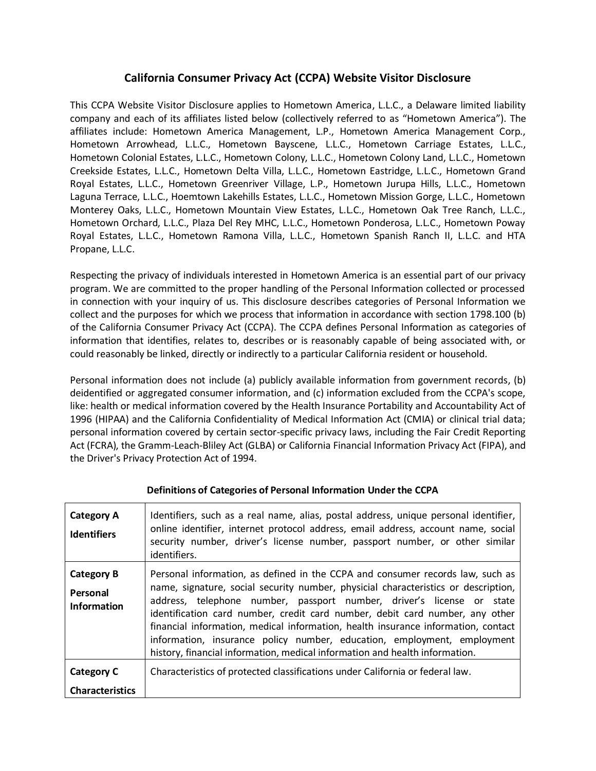# California Consumer Privacy Act (CCPA) Website Visitor Disclosure

This CCPA Website Visitor Disclosure applies to Hometown America, L.L.C., a Delaware limited liability company and each of its affiliates listed below (collectively referred to as "Hometown America"). The affiliates include: Hometown America Management, L.P., Hometown America Management Corp., Hometown Arrowhead, L.L.C., Hometown Bayscene, L.L.C., Hometown Carriage Estates, L.L.C., Hometown Colonial Estates, L.L.C., Hometown Colony, L.L.C., Hometown Colony Land, L.L.C., Hometown Creekside Estates, L.L.C., Hometown Delta Villa, L.L.C., Hometown Eastridge, L.L.C., Hometown Grand Royal Estates, L.L.C., Hometown Greenriver Village, L.P., Hometown Jurupa Hills, L.L.C., Hometown Laguna Terrace, L.L.C., Hoemtown Lakehills Estates, L.L.C., Hometown Mission Gorge, L.L.C., Hometown Monterey Oaks, L.L.C., Hometown Mountain View Estates, L.L.C., Hometown Oak Tree Ranch, L.L.C., Hometown Orchard, L.L.C., Plaza Del Rey MHC, L.L.C., Hometown Ponderosa, L.L.C., Hometown Poway Royal Estates, L.L.C., Hometown Ramona Villa, L.L.C., Hometown Spanish Ranch II, L.L.C. and HTA Propane, L.L.C.

Respecting the privacy of individuals interested in Hometown America is an essential part of our privacy program. We are committed to the proper handling of the Personal Information collected or processed in connection with your inquiry of us. This disclosure describes categories of Personal Information we collect and the purposes for which we process that information in accordance with section 1798.100 (b) of the California Consumer Privacy Act (CCPA). The CCPA defines Personal Information as categories of information that identifies, relates to, describes or is reasonably capable of being associated with, or could reasonably be linked, directly or indirectly to a particular California resident or household.

Personal information does not include (a) publicly available information from government records, (b) deidentified or aggregated consumer information, and (c) information excluded from the CCPA's scope, like: health or medical information covered by the Health Insurance Portability and Accountability Act of 1996 (HIPAA) and the California Confidentiality of Medical Information Act (CMIA) or clinical trial data; personal information covered by certain sector-specific privacy laws, including the Fair Credit Reporting Act (FCRA), the Gramm-Leach-Bliley Act (GLBA) or California Financial Information Privacy Act (FIPA), and the Driver's Privacy Protection Act of 1994.

### Definitions of Categories of Personal Information Under the CCPA

| Category | Definition |
|---|---|
| **Category A** **Identifiers** | Identifiers, such as a real name, alias, postal address, unique personal identifier, online identifier, internet protocol address, email address, account name, social security number, driver's license number, passport number, or other similar identifiers. |
| **Category B** **Personal Information** | Personal information, as defined in the CCPA and consumer records law, such as name, signature, social security number, physicial characteristics or description, address, telephone number, passport number, driver's license or state identification card number, credit card number, debit card number, any other financial information, medical information, health insurance information, contact information, insurance policy number, education, employment, employment history, financial information, medical information and health information. |
| **Category C** **Characteristics** | Characteristics of protected classifications under California or federal law. |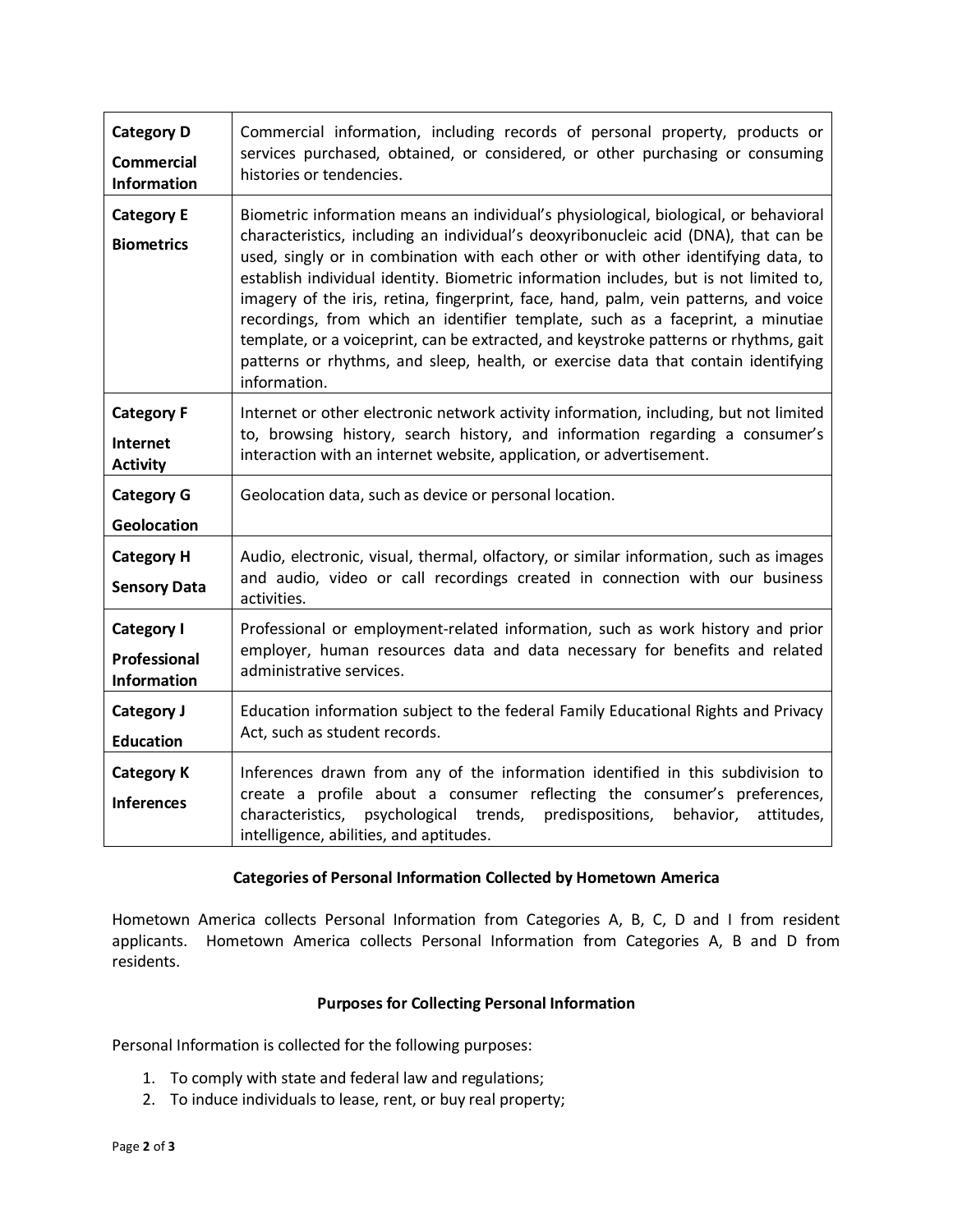| Category | Description |
| --- | --- |
| **Category D** **Commercial Information** | Commercial information, including records of personal property, products or services purchased, obtained, or considered, or other purchasing or consuming histories or tendencies. |
| **Category E** **Biometrics** | Biometric information means an individual's physiological, biological, or behavioral characteristics, including an individual's deoxyribonucleic acid (DNA), that can be used, singly or in combination with each other or with other identifying data, to establish individual identity. Biometric information includes, but is not limited to, imagery of the iris, retina, fingerprint, face, hand, palm, vein patterns, and voice recordings, from which an identifier template, such as a faceprint, a minutiae template, or a voiceprint, can be extracted, and keystroke patterns or rhythms, gait patterns or rhythms, and sleep, health, or exercise data that contain identifying information. |
| **Category F** **Internet Activity** | Internet or other electronic network activity information, including, but not limited to, browsing history, search history, and information regarding a consumer's interaction with an internet website, application, or advertisement. |
| **Category G** **Geolocation** | Geolocation data, such as device or personal location. |
| **Category H** **Sensory Data** | Audio, electronic, visual, thermal, olfactory, or similar information, such as images and audio, video or call recordings created in connection with our business activities. |
| **Category I** **Professional Information** | Professional or employment-related information, such as work history and prior employer, human resources data and data necessary for benefits and related administrative services. |
| **Category J** **Education** | Education information subject to the federal Family Educational Rights and Privacy Act, such as student records. |
| **Category K** **Inferences** | Inferences drawn from any of the information identified in this subdivision to create a profile about a consumer reflecting the consumer's preferences, characteristics, psychological trends, predispositions, behavior, attitudes, intelligence, abilities, and aptitudes. |

### Categories of Personal Information Collected by Hometown America

Hometown America collects Personal Information from Categories A, B, C, D and I from resident applicants. Hometown America collects Personal Information from Categories A, B and D from residents.

### Purposes for Collecting Personal Information

Personal Information is collected for the following purposes:

1. To comply with state and federal law and regulations;
2. To induce individuals to lease, rent, or buy real property;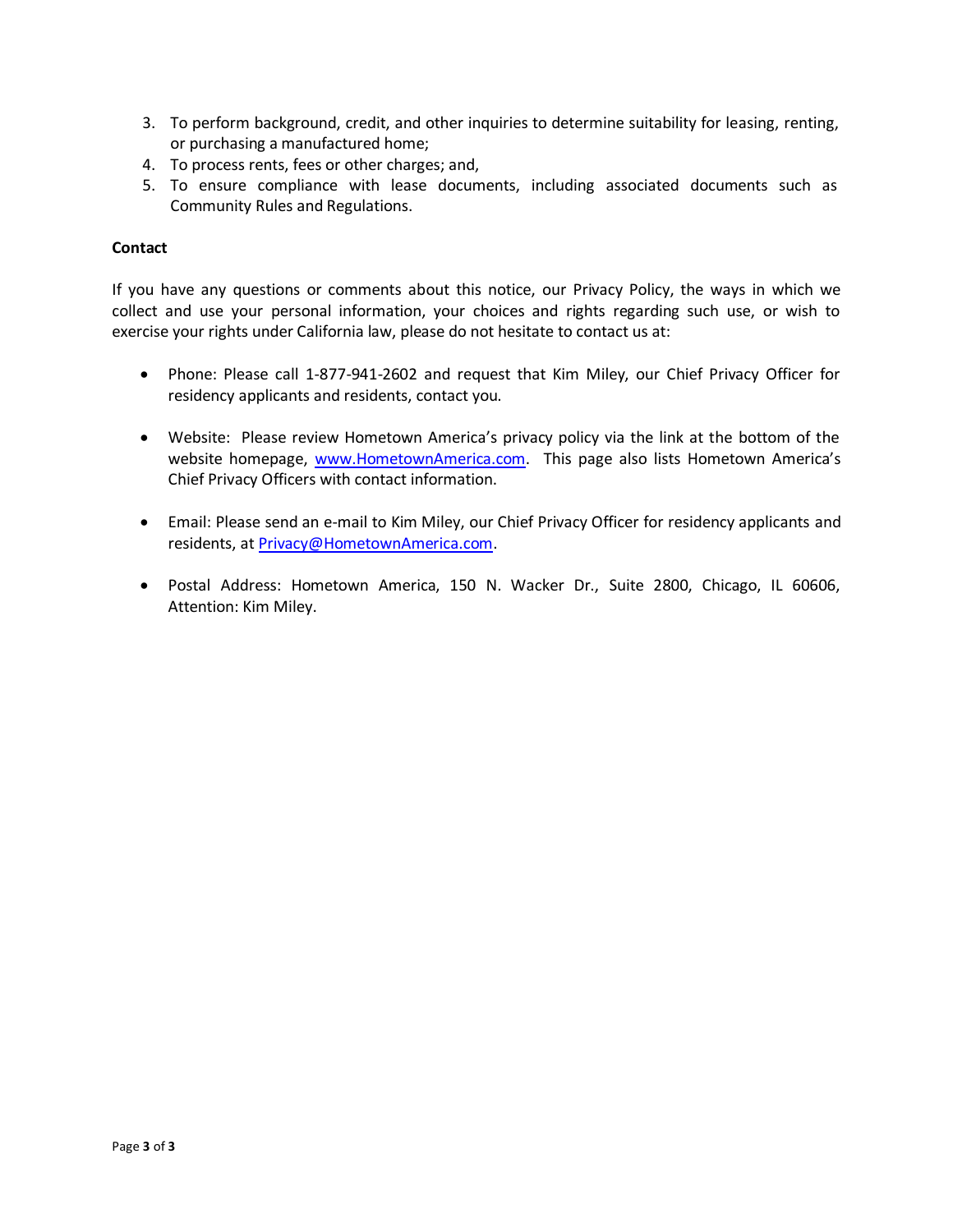3. To perform background, credit, and other inquiries to determine suitability for leasing, renting, or purchasing a manufactured home;
4. To process rents, fees or other charges; and,
5. To ensure compliance with lease documents, including associated documents such as Community Rules and Regulations.

**Contact**

If you have any questions or comments about this notice, our Privacy Policy, the ways in which we collect and use your personal information, your choices and rights regarding such use, or wish to exercise your rights under California law, please do not hesitate to contact us at:

- Phone: Please call 1-877-941-2602 and request that Kim Miley, our Chief Privacy Officer for residency applicants and residents, contact you.

- Website: Please review Hometown America's privacy policy via the link at the bottom of the website homepage, [www.HometownAmerica.com](http://www.HometownAmerica.com). This page also lists Hometown America's Chief Privacy Officers with contact information.

- Email: Please send an e-mail to Kim Miley, our Chief Privacy Officer for residency applicants and residents, at [Privacy@HometownAmerica.com](mailto:Privacy@HometownAmerica.com).

- Postal Address: Hometown America, 150 N. Wacker Dr., Suite 2800, Chicago, IL 60606, Attention: Kim Miley.